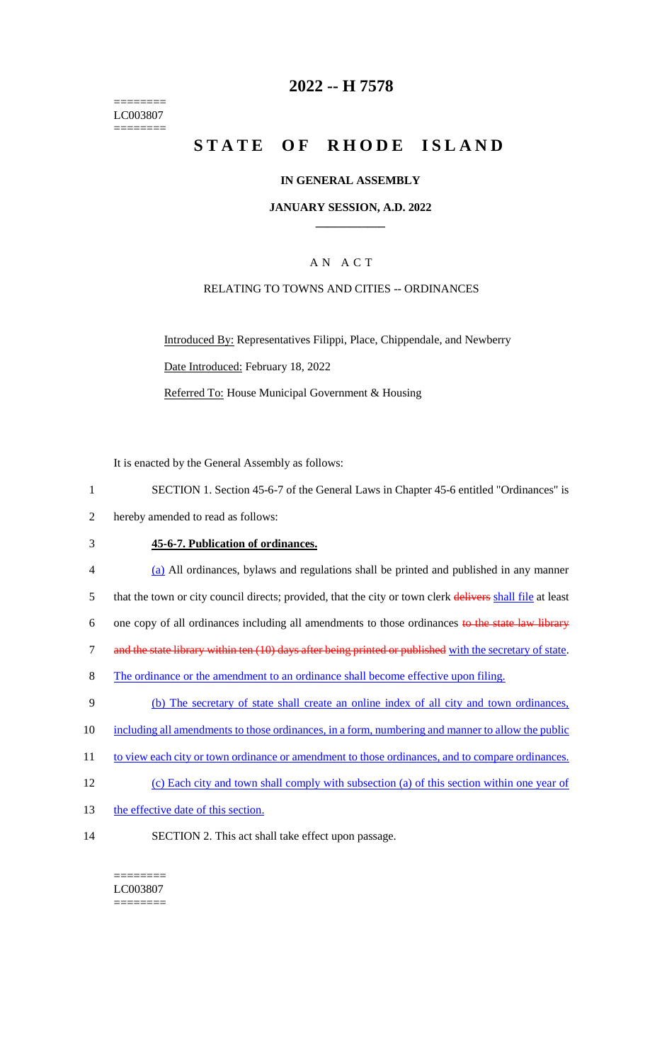========
LC003807
========

# 2022 -- H 7578

# STATE OF RHODE ISLAND

### IN GENERAL ASSEMBLY

### JANUARY SESSION, A.D. 2022

## A N A C T

### RELATING TO TOWNS AND CITIES -- ORDINANCES

Introduced By: Representatives Filippi, Place, Chippendale, and Newberry

Date Introduced: February 18, 2022

Referred To: House Municipal Government & Housing

It is enacted by the General Assembly as follows:

1 SECTION 1. Section 45-6-7 of the General Laws in Chapter 45-6 entitled "Ordinances" is
2 hereby amended to read as follows:

3 **45-6-7. Publication of ordinances.**

4 (a) All ordinances, bylaws and regulations shall be printed and published in any manner
5 that the town or city council directs; provided, that the city or town clerk ~~delivers~~ shall file at least
6 one copy of all ordinances including all amendments to those ordinances ~~to the state law library~~
7 ~~and the state library within ten (10) days after being printed or published~~ with the secretary of state.
8 The ordinance or the amendment to an ordinance shall become effective upon filing.
9 (b) The secretary of state shall create an online index of all city and town ordinances,
10 including all amendments to those ordinances, in a form, numbering and manner to allow the public
11 to view each city or town ordinance or amendment to those ordinances, and to compare ordinances.
12 (c) Each city and town shall comply with subsection (a) of this section within one year of
13 the effective date of this section.
14 SECTION 2. This act shall take effect upon passage.

========
LC003807
========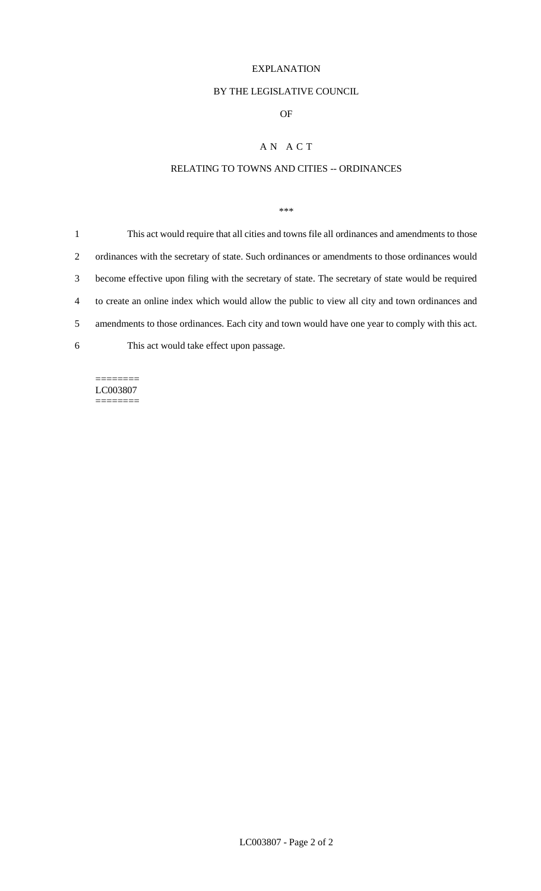EXPLANATION

BY THE LEGISLATIVE COUNCIL

OF

# A N A C T

RELATING TO TOWNS AND CITIES -- ORDINANCES

\*\*\*

This act would require that all cities and towns file all ordinances and amendments to those ordinances with the secretary of state. Such ordinances or amendments to those ordinances would become effective upon filing with the secretary of state. The secretary of state would be required to create an online index which would allow the public to view all city and town ordinances and amendments to those ordinances. Each city and town would have one year to comply with this act.

This act would take effect upon passage.

========
LC003807
========